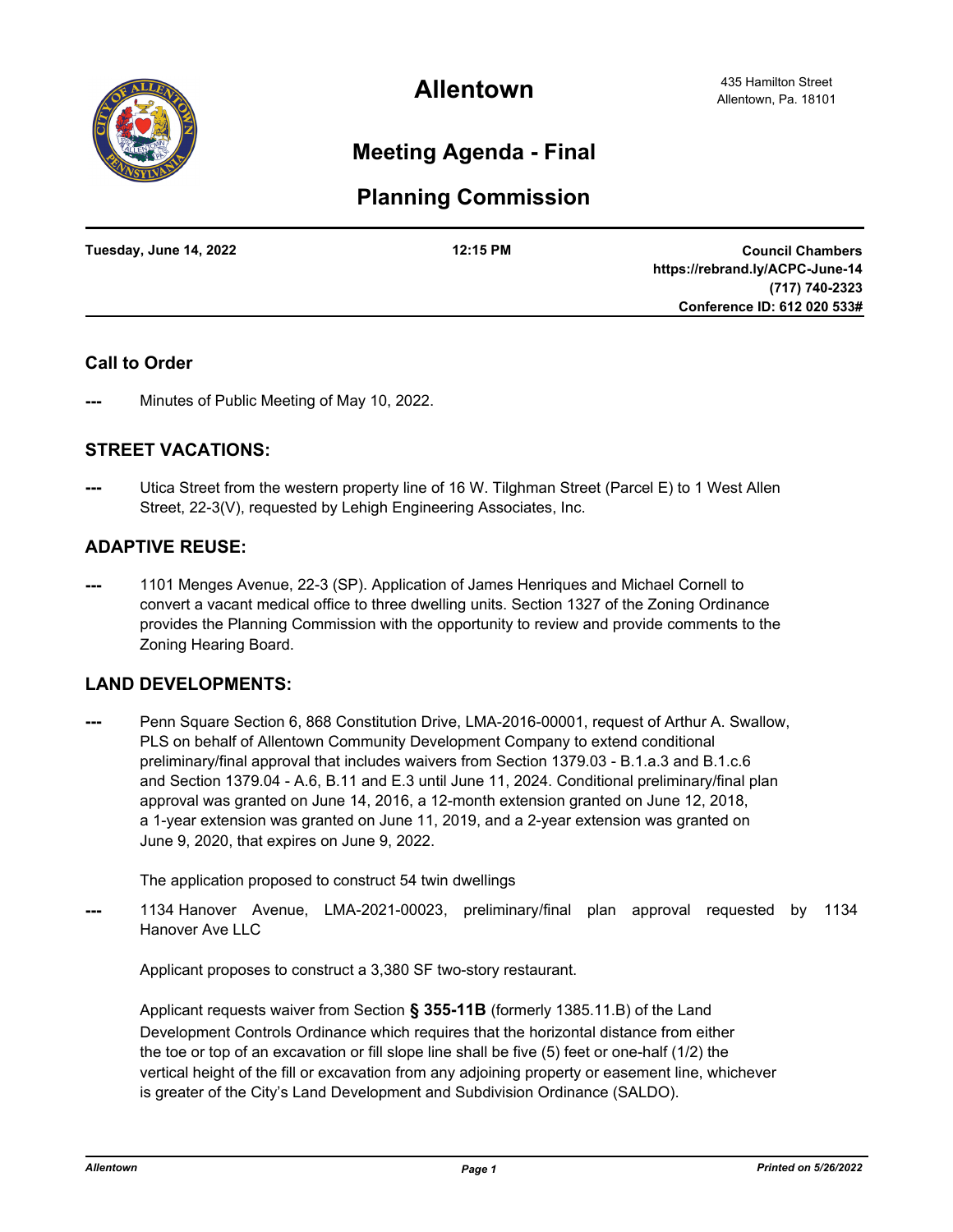# Allentown

435 Hamilton Street
Allentown, Pa. 18101

## Meeting Agenda - Final

## Planning Commission

**Tuesday, June 14, 2022** **12:15 PM** **Council Chambers**
**https://rebrand.ly/ACPC-June-14**
**(717) 740-2323**
**Conference ID: 612 020 533#**

---

### Call to Order

**---** Minutes of Public Meeting of May 10, 2022.

### STREET VACATIONS:

**---** Utica Street from the western property line of 16 W. Tilghman Street (Parcel E) to 1 West Allen Street, 22-3(V), requested by Lehigh Engineering Associates, Inc.

### ADAPTIVE REUSE:

**---** 1101 Menges Avenue, 22-3 (SP). Application of James Henriques and Michael Cornell to convert a vacant medical office to three dwelling units. Section 1327 of the Zoning Ordinance provides the Planning Commission with the opportunity to review and provide comments to the Zoning Hearing Board.

### LAND DEVELOPMENTS:

**---** Penn Square Section 6, 868 Constitution Drive, LMA-2016-00001, request of Arthur A. Swallow, PLS on behalf of Allentown Community Development Company to extend conditional preliminary/final approval that includes waivers from Section 1379.03 - B.1.a.3 and B.1.c.6 and Section 1379.04 - A.6, B.11 and E.3 until June 11, 2024. Conditional preliminary/final plan approval was granted on June 14, 2016, a 12-month extension granted on June 12, 2018, a 1-year extension was granted on June 11, 2019, and a 2-year extension was granted on June 9, 2020, that expires on June 9, 2022.

The application proposed to construct 54 twin dwellings

**---** 1134 Hanover Avenue, LMA-2021-00023, preliminary/final plan approval requested by 1134 Hanover Ave LLC

Applicant proposes to construct a 3,380 SF two-story restaurant.

Applicant requests waiver from Section **§ 355-11B** (formerly 1385.11.B) of the Land Development Controls Ordinance which requires that the horizontal distance from either the toe or top of an excavation or fill slope line shall be five (5) feet or one-half (1/2) the vertical height of the fill or excavation from any adjoining property or easement line, whichever is greater of the City's Land Development and Subdivision Ordinance (SALDO).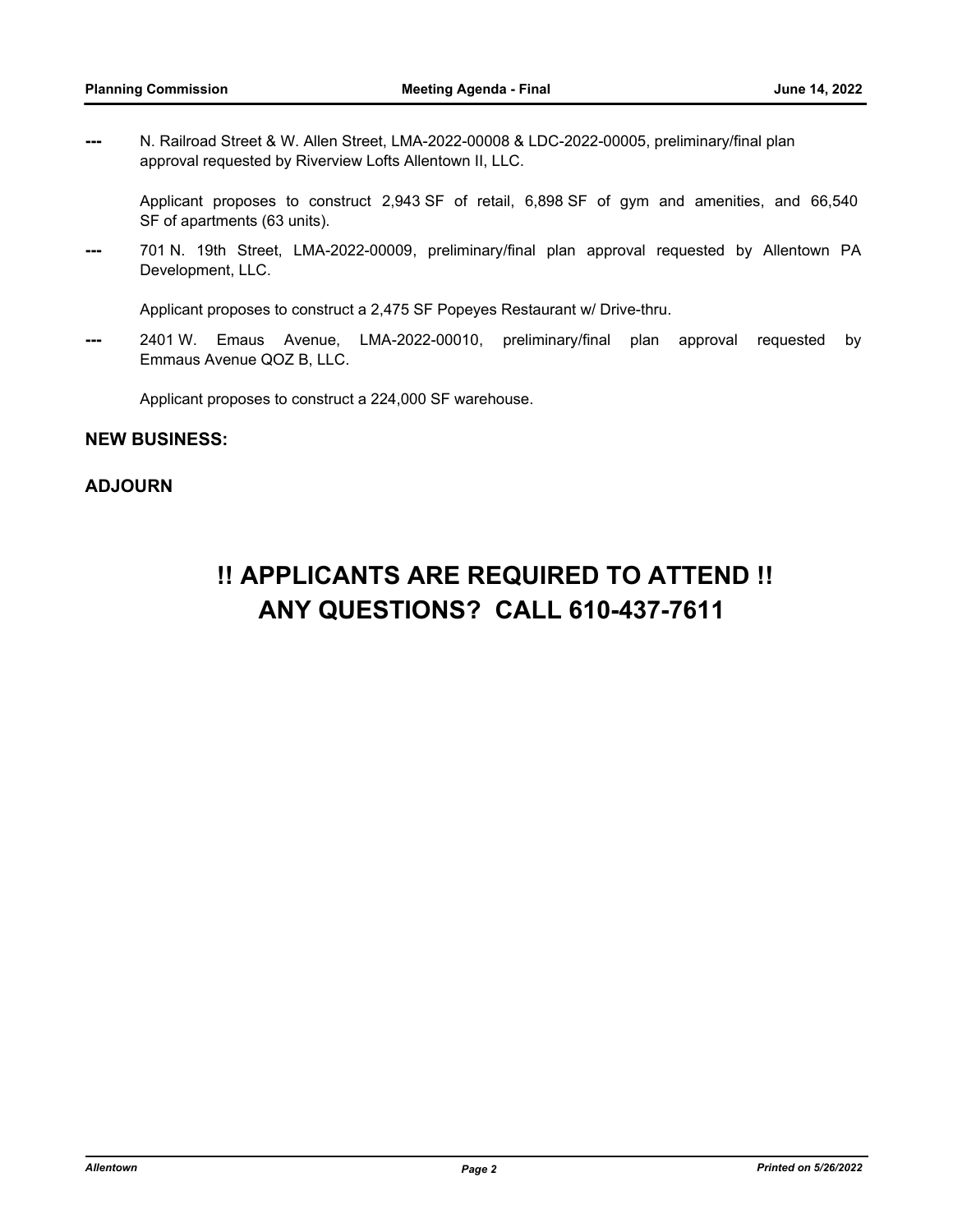--- N. Railroad Street & W. Allen Street, LMA-2022-00008 & LDC-2022-00005, preliminary/final plan approval requested by Riverview Lofts Allentown II, LLC.

Applicant proposes to construct 2,943 SF of retail, 6,898 SF of gym and amenities, and 66,540 SF of apartments (63 units).

--- 701 N. 19th Street, LMA-2022-00009, preliminary/final plan approval requested by Allentown PA Development, LLC.

Applicant proposes to construct a 2,475 SF Popeyes Restaurant w/ Drive-thru.

--- 2401 W. Emaus Avenue, LMA-2022-00010, preliminary/final plan approval requested by Emmaus Avenue QOZ B, LLC.

Applicant proposes to construct a 224,000 SF warehouse.

**NEW BUSINESS:**

**ADJOURN**

# !! APPLICANTS ARE REQUIRED TO ATTEND !!
# ANY QUESTIONS? CALL 610-437-7611